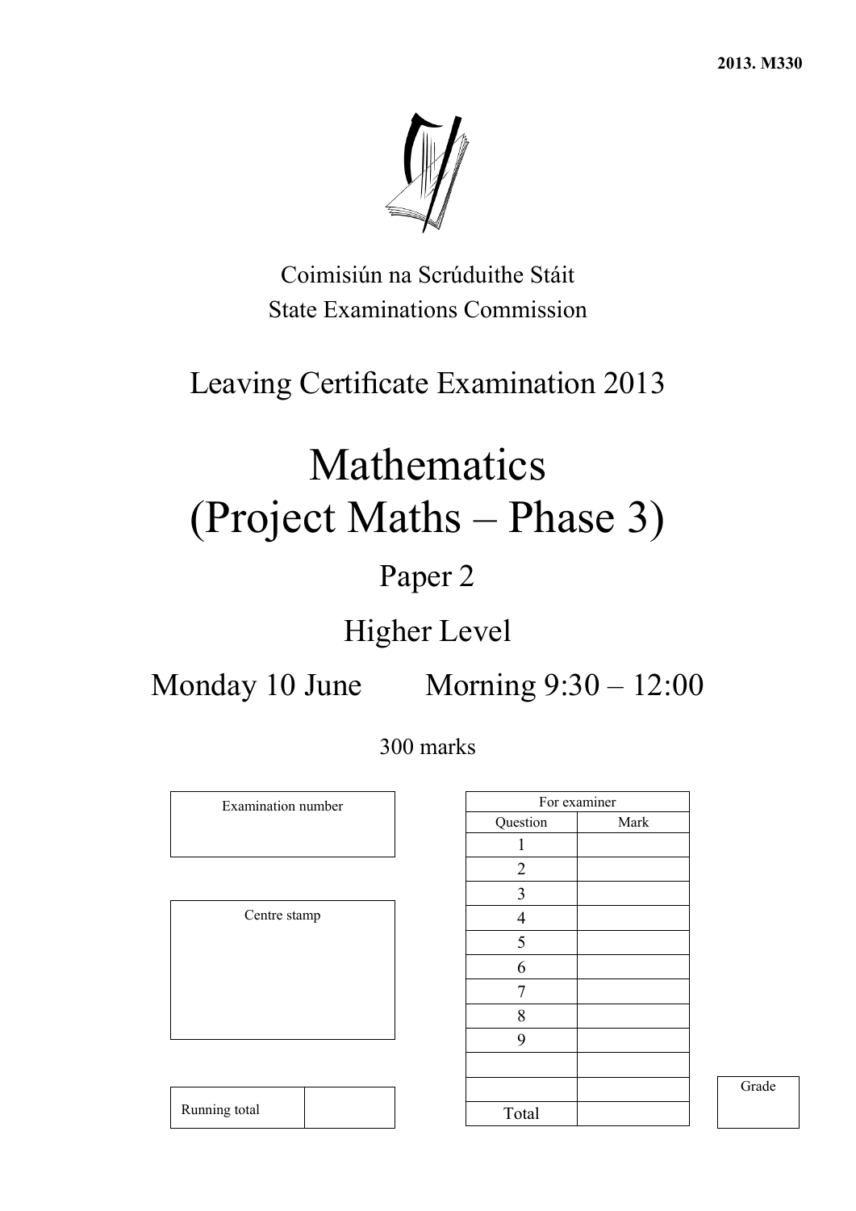2013. M330

Coimisiún na Scrúduithe Stáit

State Examinations Commission

# Leaving Certificate Examination 2013

# Mathematics (Project Maths – Phase 3)

## Paper 2

## Higher Level

Monday 10 June Morning 9:30 – 12:00

300 marks

| Examination number |
|---|
| |

| Centre stamp |
|---|
| |

| Running total | |
|---|---|

| For examiner | |
|---|---|
| Question | Mark |
| 1 | |
| 2 | |
| 3 | |
| 4 | |
| 5 | |
| 6 | |
| 7 | |
| 8 | |
| 9 | |
| | |
| | |
| Total | |

| Grade |
|---|
| |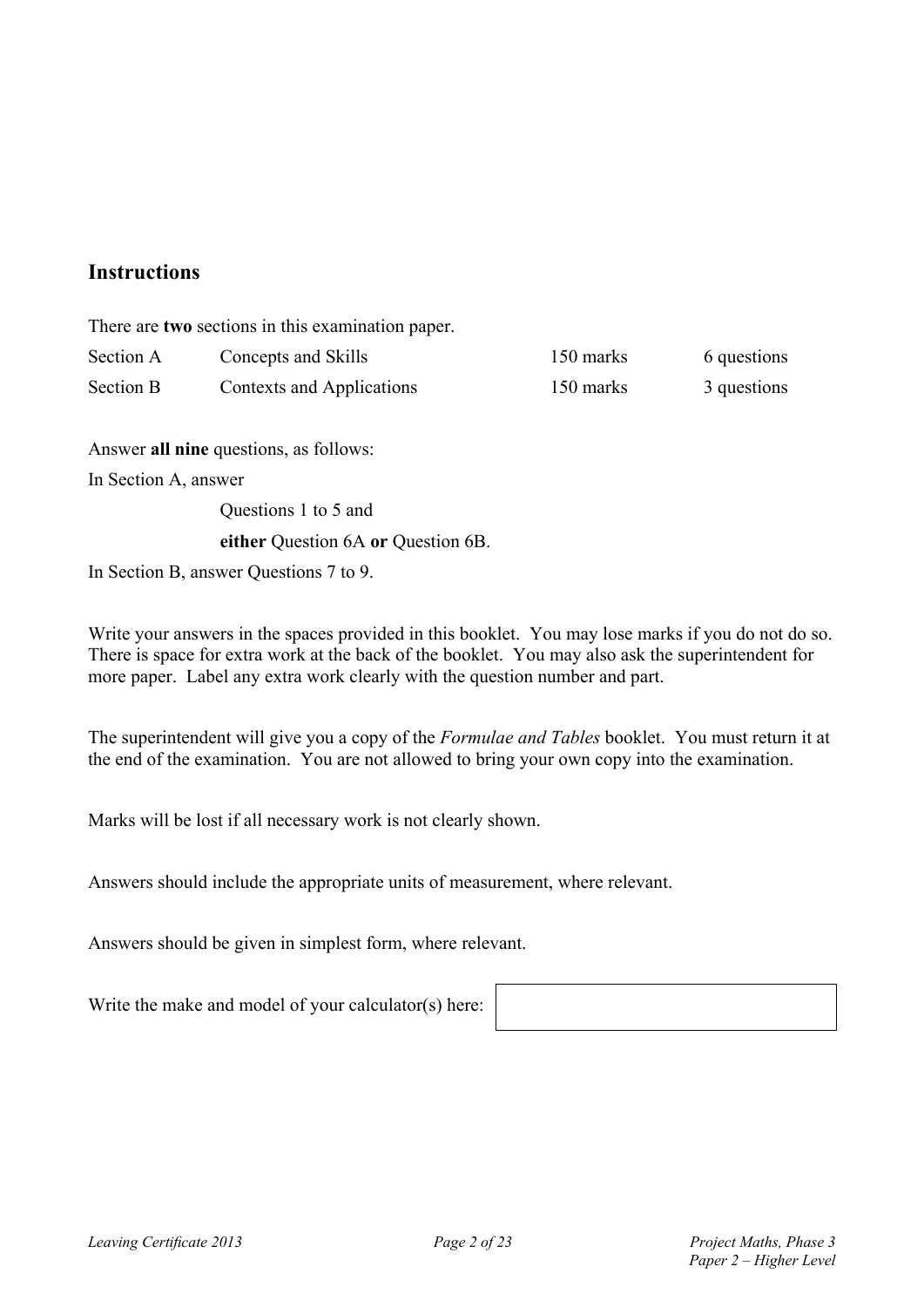## Instructions

There are **two** sections in this examination paper.

| | | | |
|---|---|---|---|
| Section A | Concepts and Skills | 150 marks | 6 questions |
| Section B | Contexts and Applications | 150 marks | 3 questions |

Answer **all nine** questions, as follows:

In Section A, answer

Questions 1 to 5 and

**either** Question 6A **or** Question 6B.

In Section B, answer Questions 7 to 9.

Write your answers in the spaces provided in this booklet. You may lose marks if you do not do so. There is space for extra work at the back of the booklet. You may also ask the superintendent for more paper. Label any extra work clearly with the question number and part.

The superintendent will give you a copy of the *Formulae and Tables* booklet. You must return it at the end of the examination. You are not allowed to bring your own copy into the examination.

Marks will be lost if all necessary work is not clearly shown.

Answers should include the appropriate units of measurement, where relevant.

Answers should be given in simplest form, where relevant.

Write the make and model of your calculator(s) here: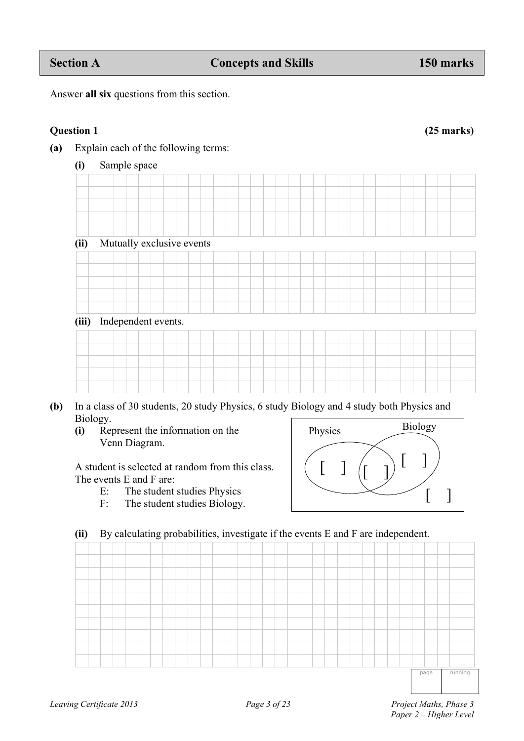| Section A | Concepts and Skills | 150 marks |
|---|---|---|

Answer **all six** questions from this section.

**Question 1** **(25 marks)**

**(a)** Explain each of the following terms:

**(i)** Sample space

**(ii)** Mutually exclusive events

**(iii)** Independent events.

**(b)** In a class of 30 students, 20 study Physics, 6 study Biology and 4 study both Physics and Biology.

**(i)** Represent the information on the Venn Diagram.

Physics [ ] [ ] [ ] Biology

[ ]

A student is selected at random from this class.
The events E and F are:

E: The student studies Physics

F: The student studies Biology.

**(ii)** By calculating probabilities, investigate if the events E and F are independent.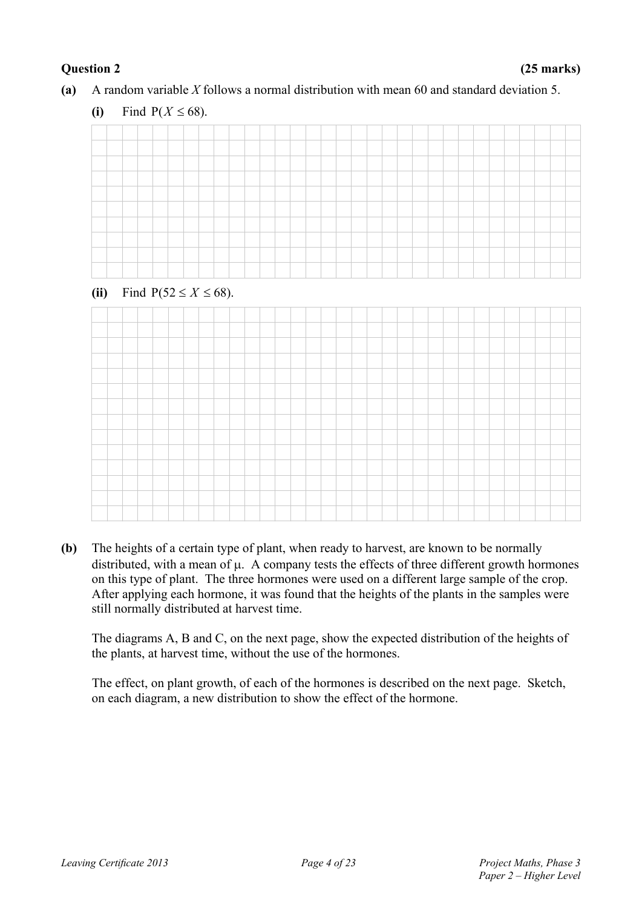**Question 2** **(25 marks)**

**(a)** A random variable $X$ follows a normal distribution with mean 60 and standard deviation 5.

**(i)** Find $P(X \leq 68)$.

**(ii)** Find $P(52 \leq X \leq 68)$.

**(b)** The heights of a certain type of plant, when ready to harvest, are known to be normally distributed, with a mean of $\mu$. A company tests the effects of three different growth hormones on this type of plant. The three hormones were used on a different large sample of the crop. After applying each hormone, it was found that the heights of the plants in the samples were still normally distributed at harvest time.

The diagrams A, B and C, on the next page, show the expected distribution of the heights of the plants, at harvest time, without the use of the hormones.

The effect, on plant growth, of each of the hormones is described on the next page. Sketch, on each diagram, a new distribution to show the effect of the hormone.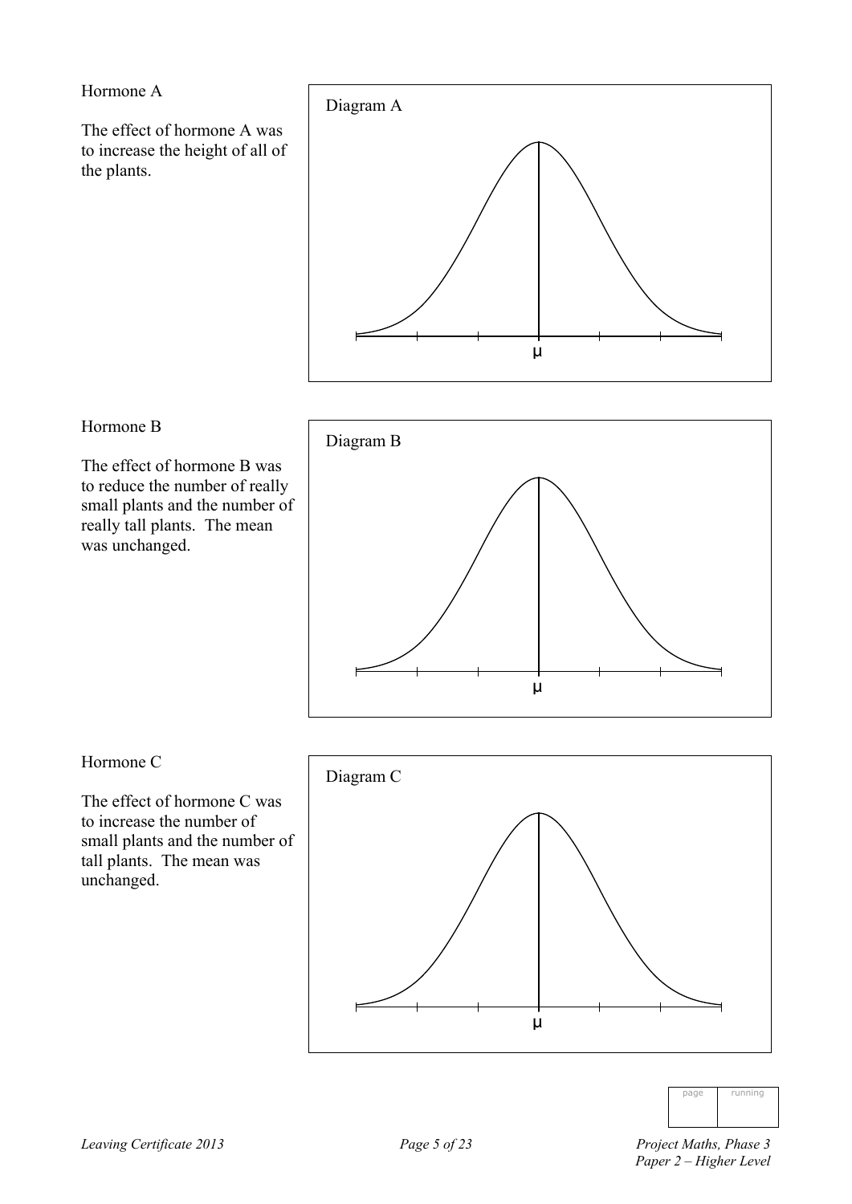Hormone A

The effect of hormone A was to increase the height of all of the plants.

Diagram A

$\mu$

Hormone B

The effect of hormone B was to reduce the number of really small plants and the number of really tall plants. The mean was unchanged.

Diagram B

$\mu$

Hormone C

The effect of hormone C was to increase the number of small plants and the number of tall plants. The mean was unchanged.

Diagram C

$\mu$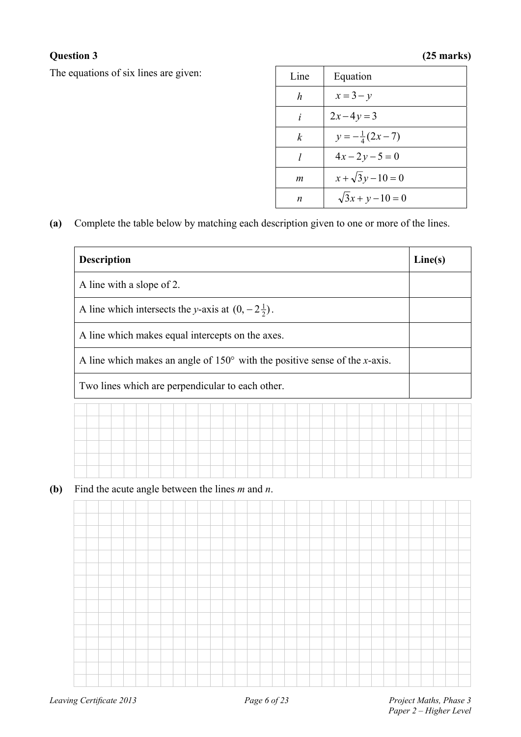**Question 3** **(25 marks)**

The equations of six lines are given:

| Line | Equation |
|---|---|
| $h$ | $x = 3 - y$ |
| $i$ | $2x - 4y = 3$ |
| $k$ | $y = -\frac{1}{4}(2x - 7)$ |
| $l$ | $4x - 2y - 5 = 0$ |
| $m$ | $x + \sqrt{3}y - 10 = 0$ |
| $n$ | $\sqrt{3}x + y - 10 = 0$ |

**(a)** Complete the table below by matching each description given to one or more of the lines.

| **Description** | **Line(s)** |
|---|---|
| A line with a slope of 2. | |
| A line which intersects the $y$-axis at $(0, -2\frac{1}{2})$. | |
| A line which makes equal intercepts on the axes. | |
| A line which makes an angle of $150°$ with the positive sense of the $x$-axis. | |
| Two lines which are perpendicular to each other. | |

**(b)** Find the acute angle between the lines $m$ and $n$.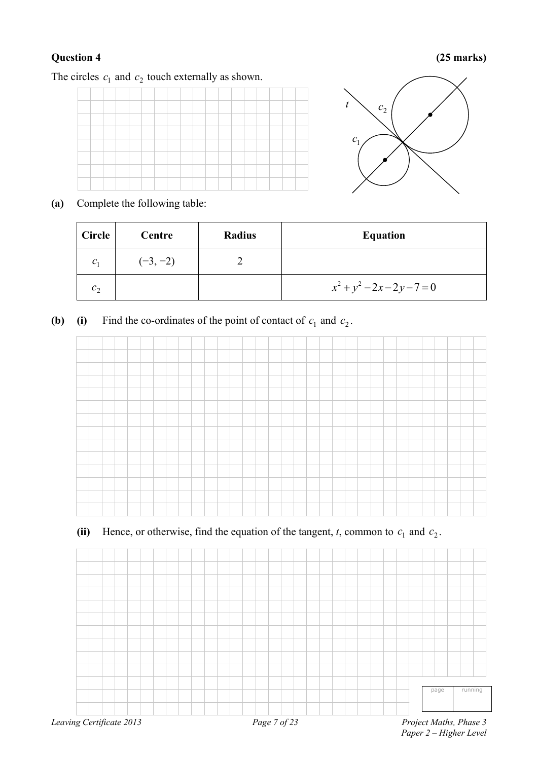**Question 4** **(25 marks)**

The circles $c_1$ and $c_2$ touch externally as shown.

**(a)** Complete the following table:

| Circle | Centre | Radius | Equation |
|---|---|---|---|
| $c_1$ | $(-3, -2)$ | 2 | |
| $c_2$ | | | $x^2 + y^2 - 2x - 2y - 7 = 0$ |

**(b)** **(i)** Find the co-ordinates of the point of contact of $c_1$ and $c_2$.

**(ii)** Hence, or otherwise, find the equation of the tangent, $t$, common to $c_1$ and $c_2$.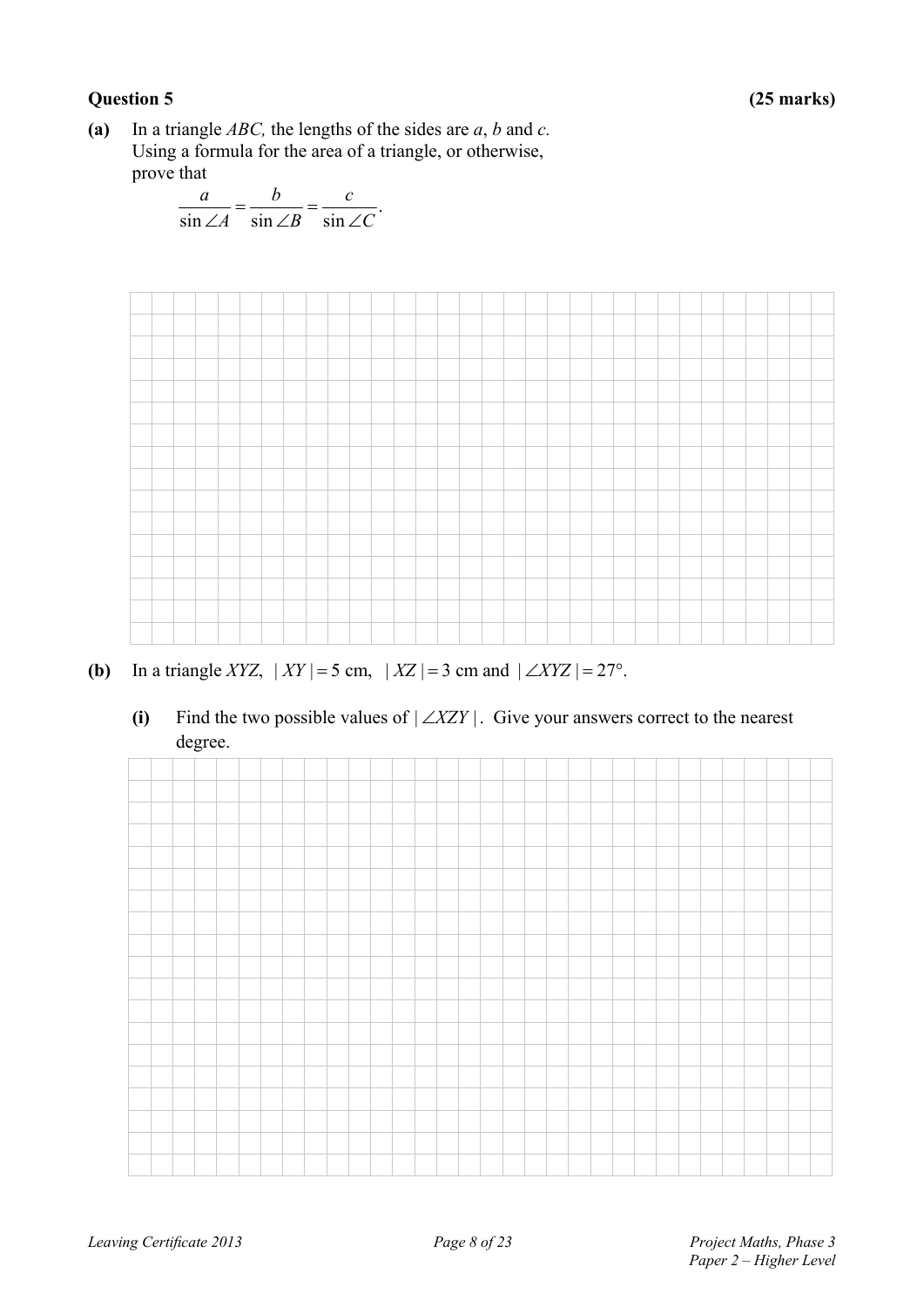**Question 5** **(25 marks)**

**(a)** In a triangle *ABC,* the lengths of the sides are *a*, *b* and *c.*
Using a formula for the area of a triangle, or otherwise, prove that

$$\frac{a}{\sin \angle A} = \frac{b}{\sin \angle B} = \frac{c}{\sin \angle C}.$$

**(b)** In a triangle *XYZ*, $|XY| = 5$ cm, $|XZ| = 3$ cm and $|\angle XYZ| = 27°$.

**(i)** Find the two possible values of $|\angle XZY|$. Give your answers correct to the nearest degree.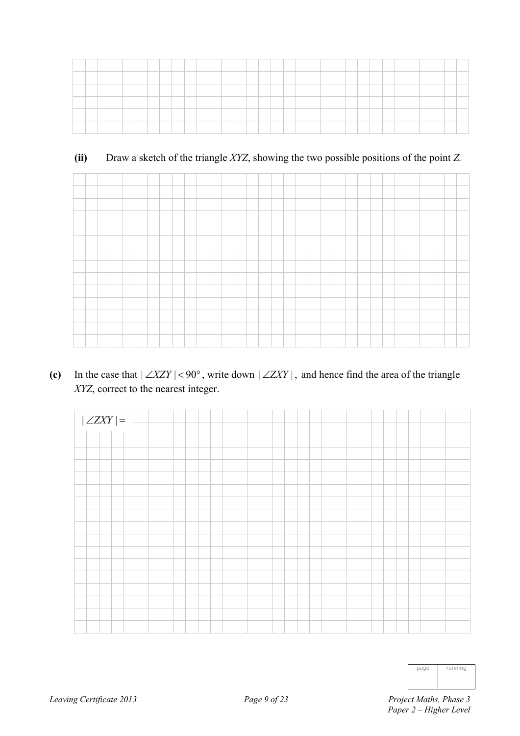**(ii)** Draw a sketch of the triangle $XYZ$, showing the two possible positions of the point $Z$.

**(c)** In the case that $|\angle XZY| < 90^\circ$, write down $|\angle ZXY|$, and hence find the area of the triangle $XYZ$, correct to the nearest integer.

$|\angle ZXY| =$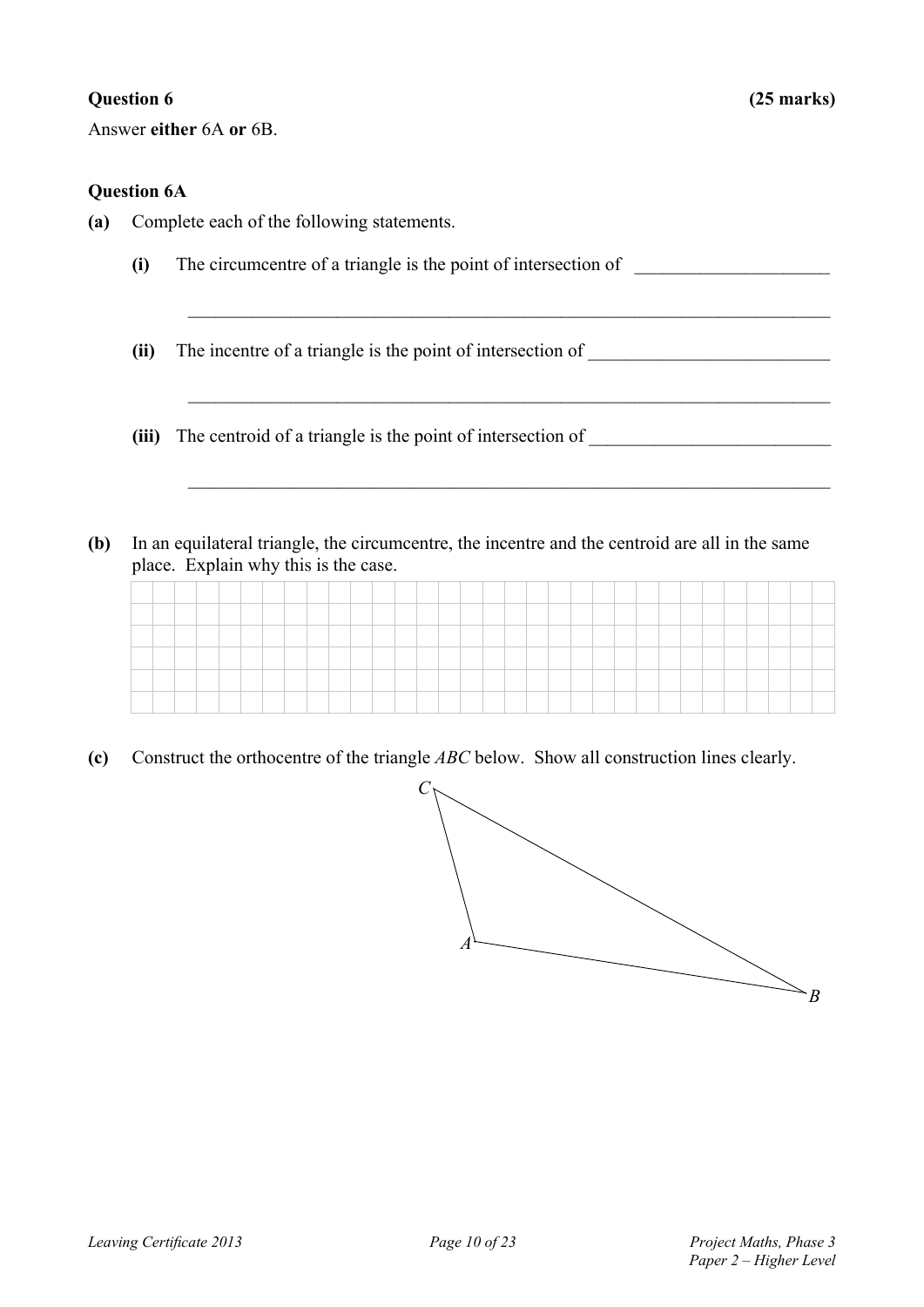**Question 6** **(25 marks)**

Answer **either** 6A **or** 6B.

**Question 6A**

**(a)** Complete each of the following statements.

**(i)** The circumcentre of a triangle is the point of intersection of ____________________

________________________________________________________________________

**(ii)** The incentre of a triangle is the point of intersection of __________________________

________________________________________________________________________

**(iii)** The centroid of a triangle is the point of intersection of __________________________

________________________________________________________________________

**(b)** In an equilateral triangle, the circumcentre, the incentre and the centroid are all in the same place. Explain why this is the case.

**(c)** Construct the orthocentre of the triangle *ABC* below. Show all construction lines clearly.

C

A

B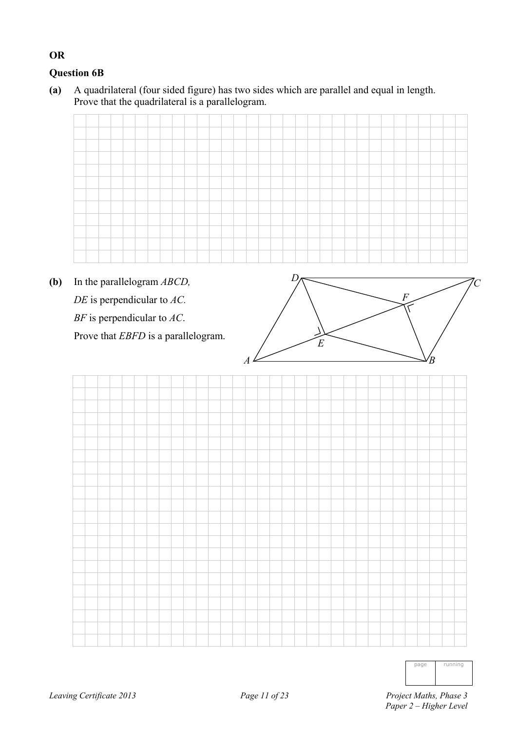**OR**

**Question 6B**

**(a)** A quadrilateral (four sided figure) has two sides which are parallel and equal in length. Prove that the quadrilateral is a parallelogram.

**(b)** In the parallelogram *ABCD*,

*DE* is perpendicular to *AC.*

*BF* is perpendicular to *AC*.

Prove that *EBFD* is a parallelogram.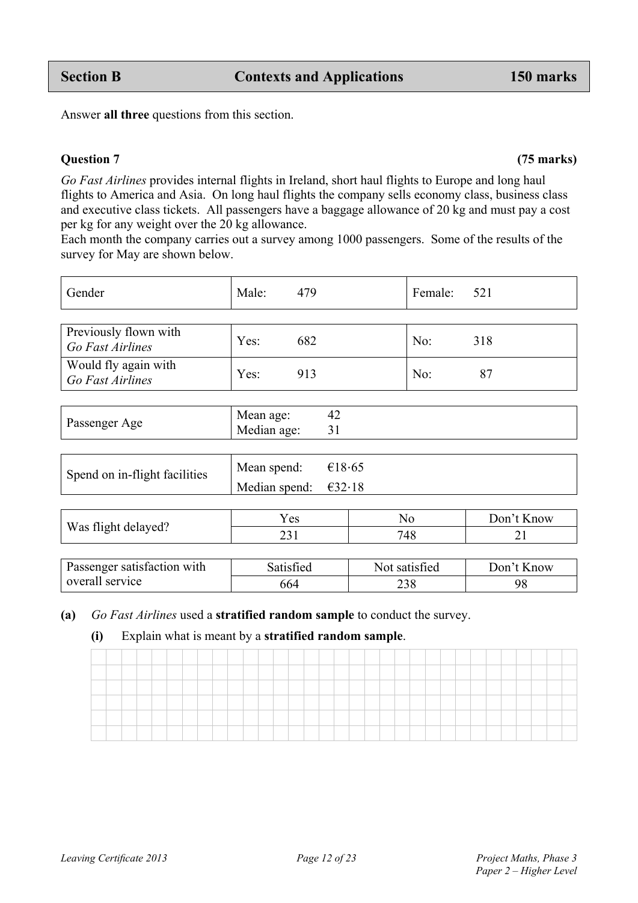## Section B — Contexts and Applications — 150 marks

Answer **all three** questions from this section.

### Question 7 (75 marks)

*Go Fast Airlines* provides internal flights in Ireland, short haul flights to Europe and long haul flights to America and Asia. On long haul flights the company sells economy class, business class and executive class tickets. All passengers have a baggage allowance of 20 kg and must pay a cost per kg for any weight over the 20 kg allowance.

Each month the company carries out a survey among 1000 passengers. Some of the results of the survey for May are shown below.

| Gender | Male: 479 | Female: 521 |
|---|---|---|

| Previously flown with *Go Fast Airlines* | Yes: 682 | No: 318 |
|---|---|---|
| Would fly again with *Go Fast Airlines* | Yes: 913 | No: 87 |

| Passenger Age | Mean age: 42<br>Median age: 31 |
|---|---|

| Spend on in-flight facilities | Mean spend: €18·65<br>Median spend: €32·18 |
|---|---|

| Was flight delayed? | Yes | No | Don't Know |
|---|---|---|---|
| | 231 | 748 | 21 |

| Passenger satisfaction with overall service | Satisfied | Not satisfied | Don't Know |
|---|---|---|---|
| | 664 | 238 | 98 |

**(a)** *Go Fast Airlines* used a **stratified random sample** to conduct the survey.

**(i)** Explain what is meant by a **stratified random sample**.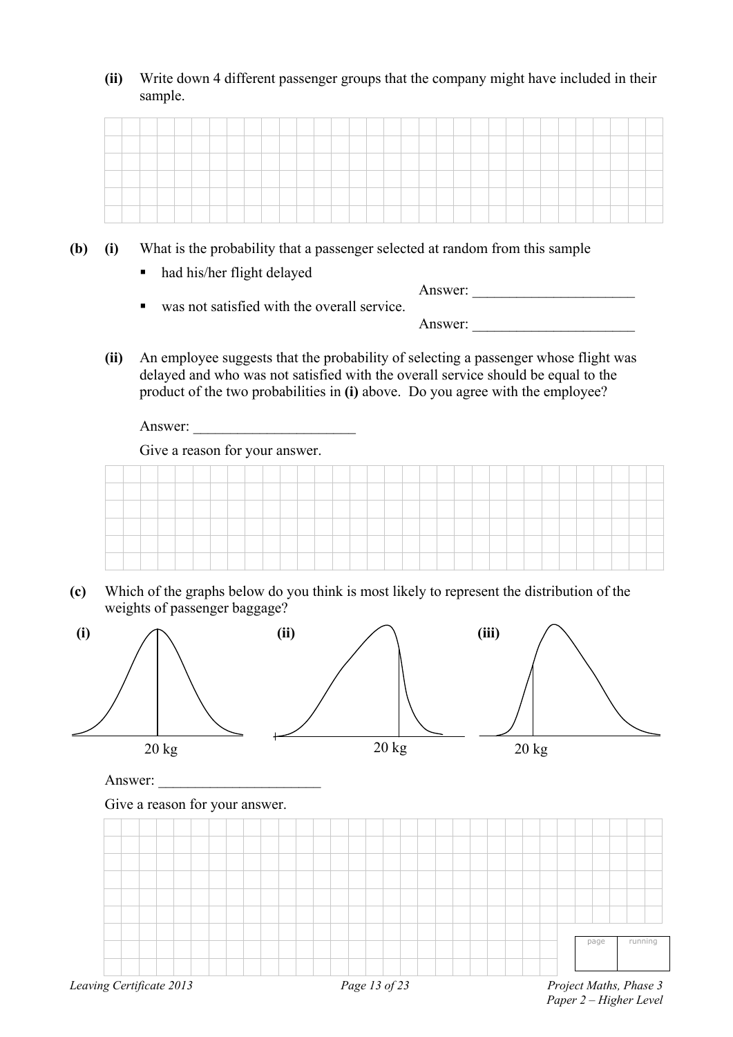**(ii)** Write down 4 different passenger groups that the company might have included in their sample.

**(b)** **(i)** What is the probability that a passenger selected at random from this sample

- had his/her flight delayed

Answer: ______________________

- was not satisfied with the overall service.

Answer: ______________________

**(ii)** An employee suggests that the probability of selecting a passenger whose flight was delayed and who was not satisfied with the overall service should be equal to the product of the two probabilities in **(i)** above. Do you agree with the employee?

Answer: ______________________

Give a reason for your answer.

**(c)** Which of the graphs below do you think is most likely to represent the distribution of the weights of passenger baggage?

**(i)** 20 kg

**(ii)** 20 kg

**(iii)** 20 kg

Answer: ______________________

Give a reason for your answer.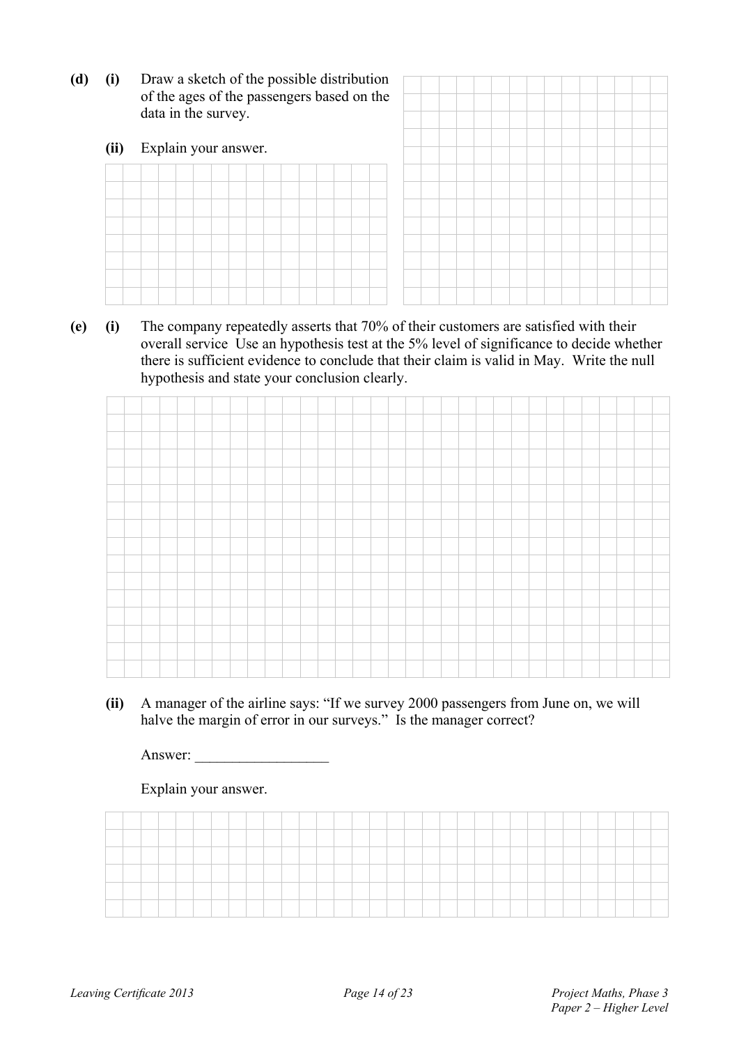**(d)** **(i)** Draw a sketch of the possible distribution of the ages of the passengers based on the data in the survey.

**(ii)** Explain your answer.

**(e)** **(i)** The company repeatedly asserts that 70% of their customers are satisfied with their overall service Use an hypothesis test at the 5% level of significance to decide whether there is sufficient evidence to conclude that their claim is valid in May. Write the null hypothesis and state your conclusion clearly.

**(ii)** A manager of the airline says: "If we survey 2000 passengers from June on, we will halve the margin of error in our surveys." Is the manager correct?

Answer: __________________

Explain your answer.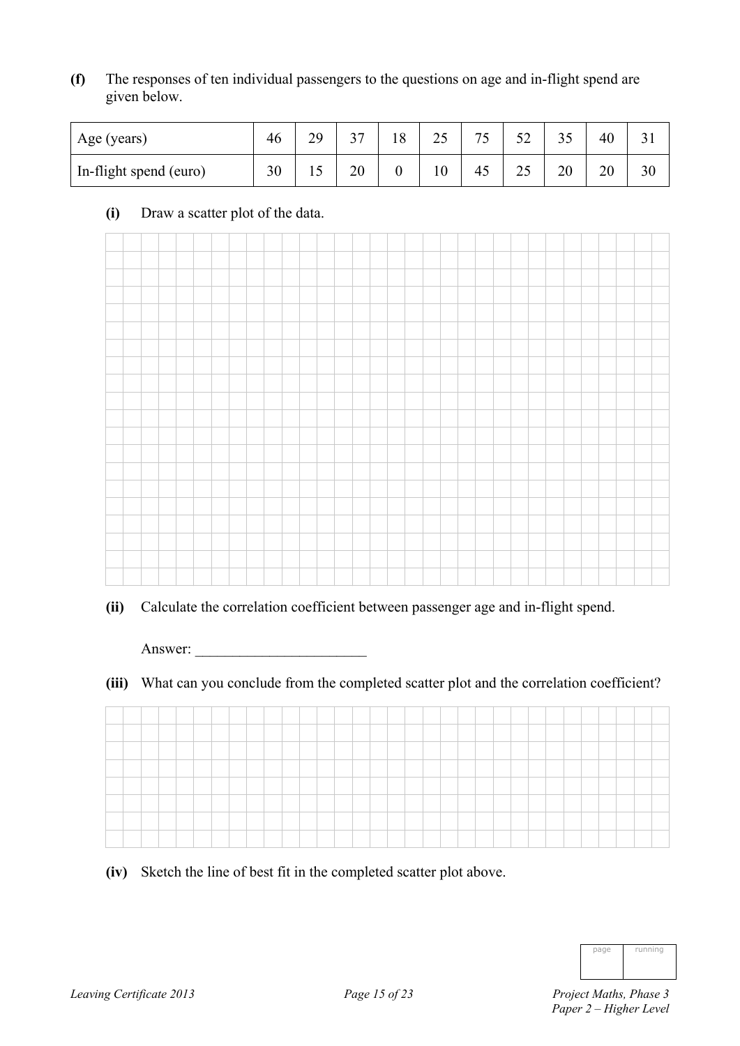**(f)** The responses of ten individual passengers to the questions on age and in-flight spend are given below.

| Age (years) | 46 | 29 | 37 | 18 | 25 | 75 | 52 | 35 | 40 | 31 |
|---|---|---|---|---|---|---|---|---|---|---|
| In-flight spend (euro) | 30 | 15 | 20 | 0 | 10 | 45 | 25 | 20 | 20 | 30 |

**(i)** Draw a scatter plot of the data.

**(ii)** Calculate the correlation coefficient between passenger age and in-flight spend.

Answer: _______________________

**(iii)** What can you conclude from the completed scatter plot and the correlation coefficient?

**(iv)** Sketch the line of best fit in the completed scatter plot above.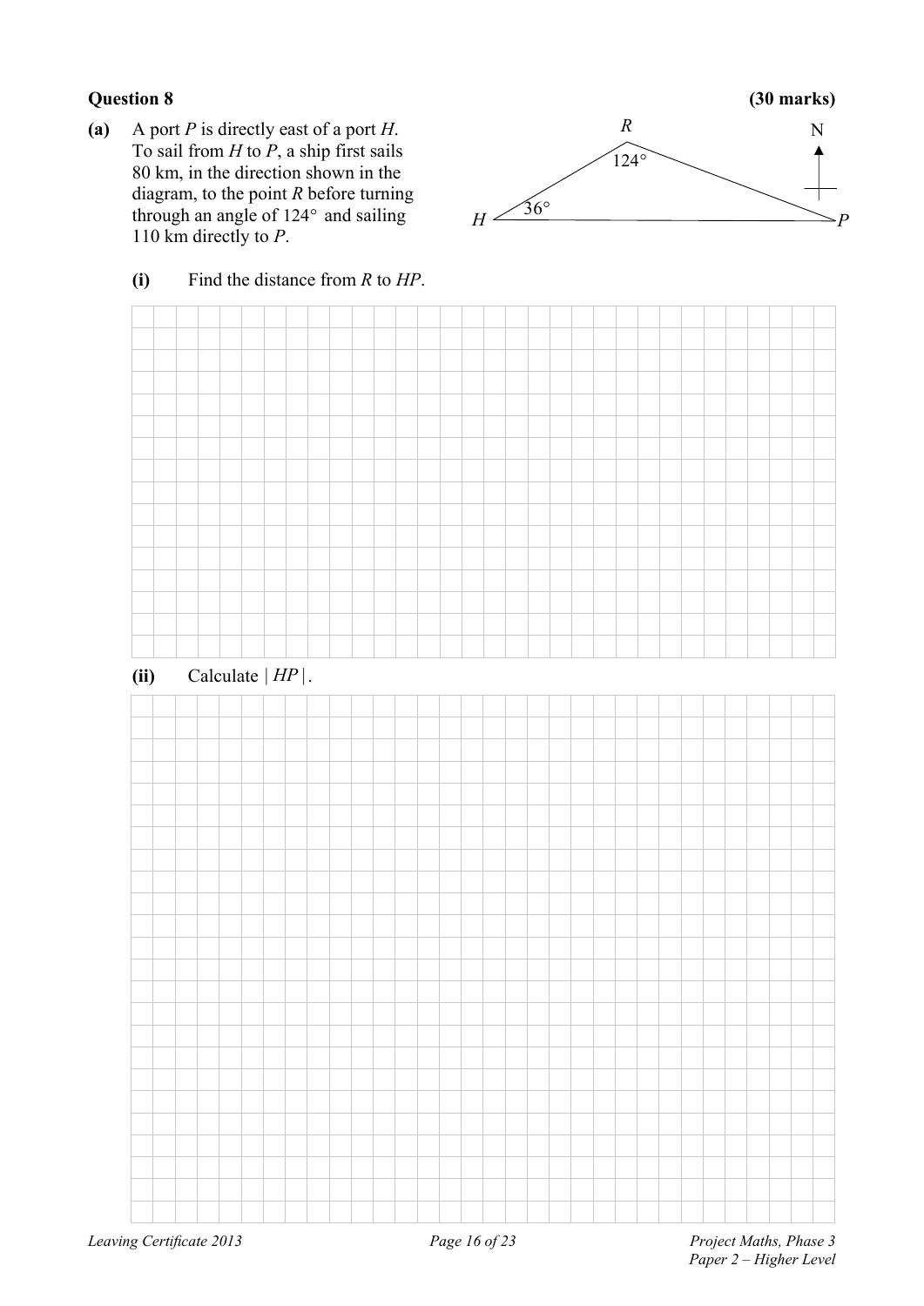**Question 8** **(30 marks)**

**(a)** A port $P$ is directly east of a port $H$. To sail from $H$ to $P$, a ship first sails 80 km, in the direction shown in the diagram, to the point $R$ before turning through an angle of $124°$ and sailing 110 km directly to $P$.

**(i)** Find the distance from $R$ to $HP$.

**(ii)** Calculate $|HP|$.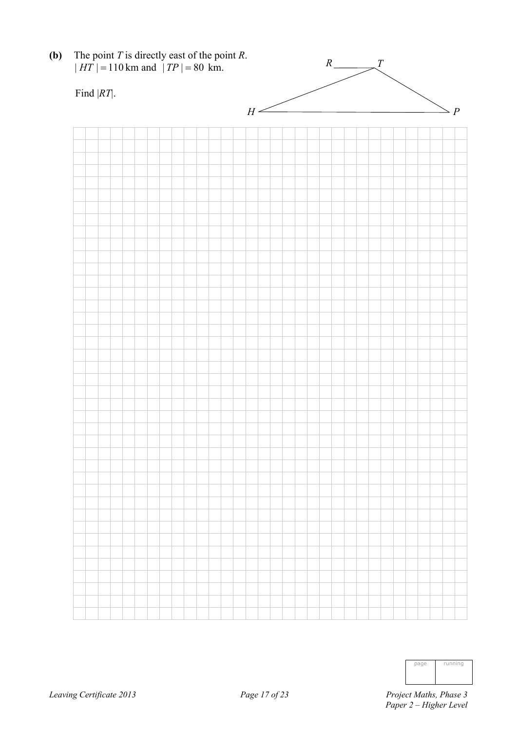**(b)** The point $T$ is directly east of the point $R$.
$|HT| = 110$ km and $|TP| = 80$ km.

Find $|RT|$.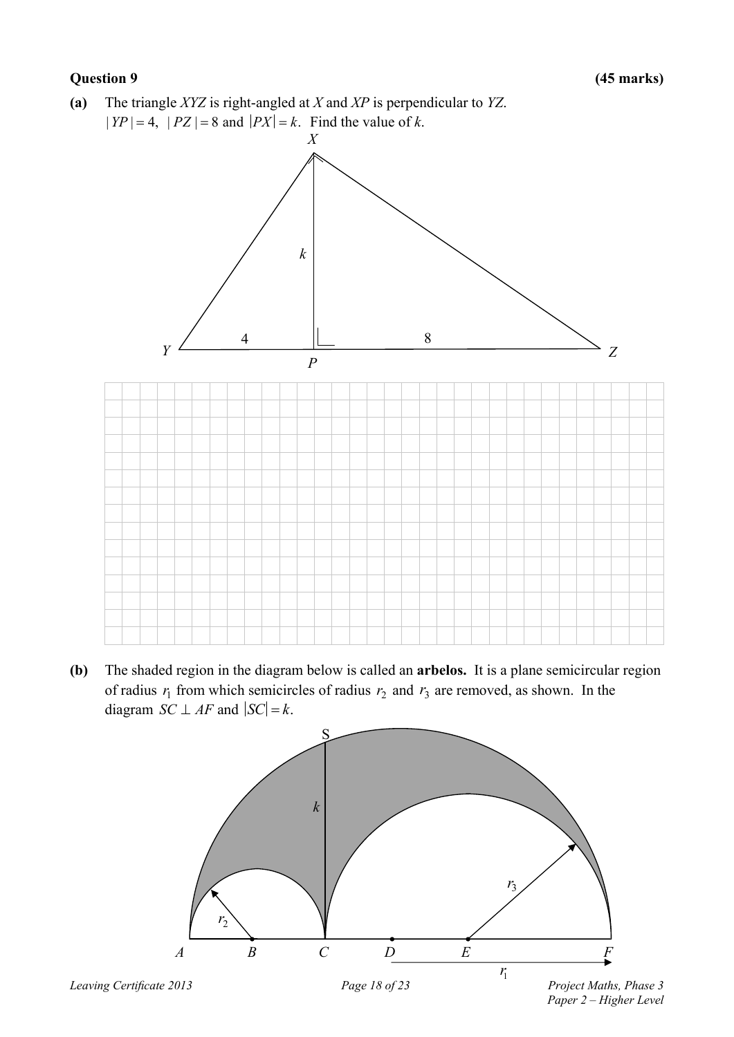**Question 9** **(45 marks)**

**(a)** The triangle $XYZ$ is right-angled at $X$ and $XP$ is perpendicular to $YZ$.
$|YP| = 4$, $|PZ| = 8$ and $|PX| = k$. Find the value of $k$.

**(b)** The shaded region in the diagram below is called an **arbelos.** It is a plane semicircular region of radius $r_1$ from which semicircles of radius $r_2$ and $r_3$ are removed, as shown. In the diagram $SC \perp AF$ and $|SC| = k$.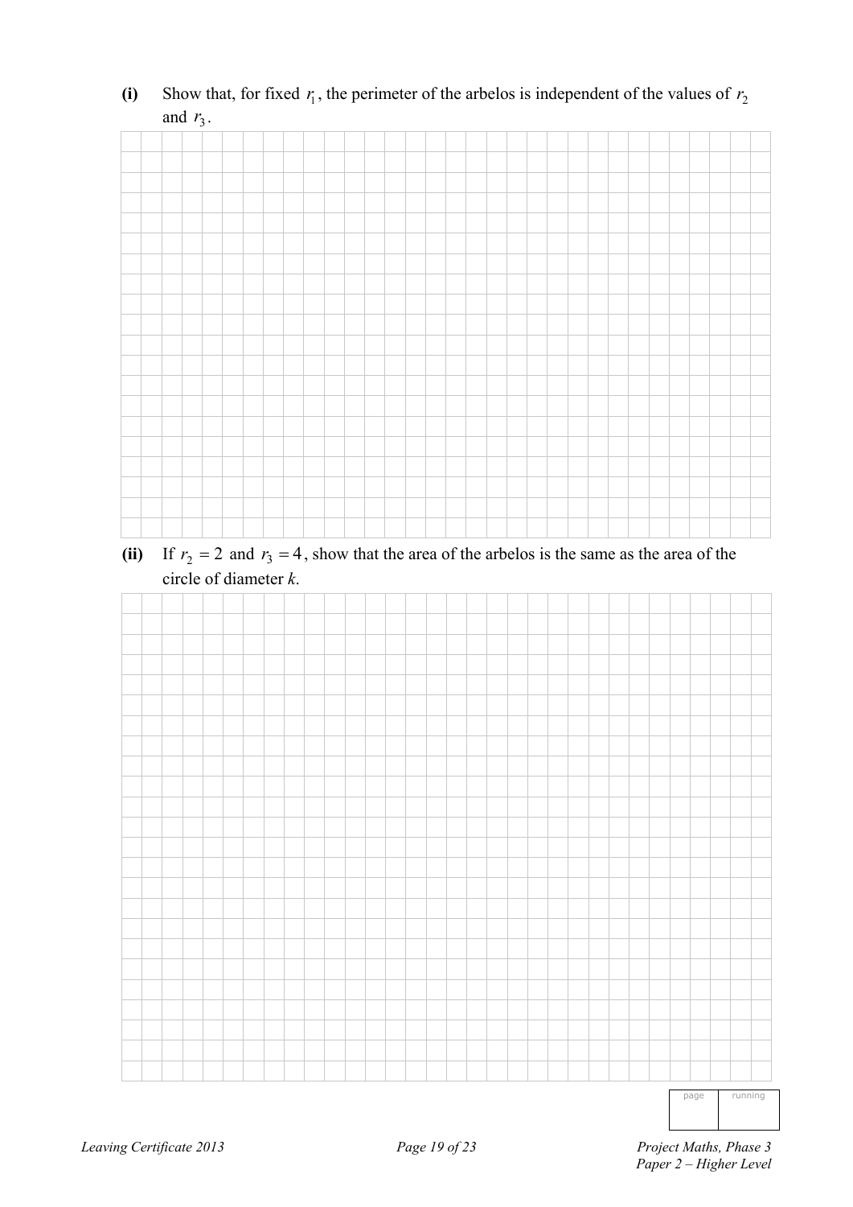**(i)** Show that, for fixed $r_1$, the perimeter of the arbelos is independent of the values of $r_2$ and $r_3$.

**(ii)** If $r_2 = 2$ and $r_3 = 4$, show that the area of the arbelos is the same as the area of the circle of diameter *k*.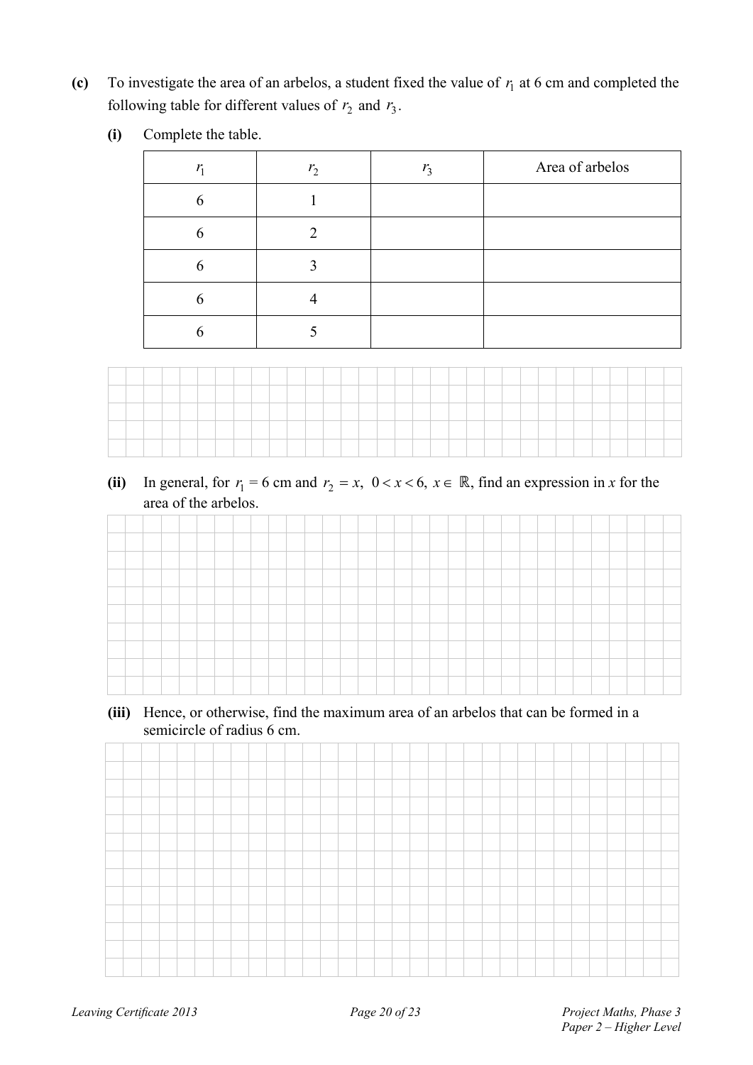**(c)** To investigate the area of an arbelos, a student fixed the value of $r_1$ at 6 cm and completed the following table for different values of $r_2$ and $r_3$.

**(i)** Complete the table.

| $r_1$ | $r_2$ | $r_3$ | Area of arbelos |
|---|---|---|---|
| 6 | 1 | | |
| 6 | 2 | | |
| 6 | 3 | | |
| 6 | 4 | | |
| 6 | 5 | | |

**(ii)** In general, for $r_1 = 6$ cm and $r_2 = x,\ 0 < x < 6,\ x \in \mathbb{R}$, find an expression in $x$ for the area of the arbelos.

**(iii)** Hence, or otherwise, find the maximum area of an arbelos that can be formed in a semicircle of radius 6 cm.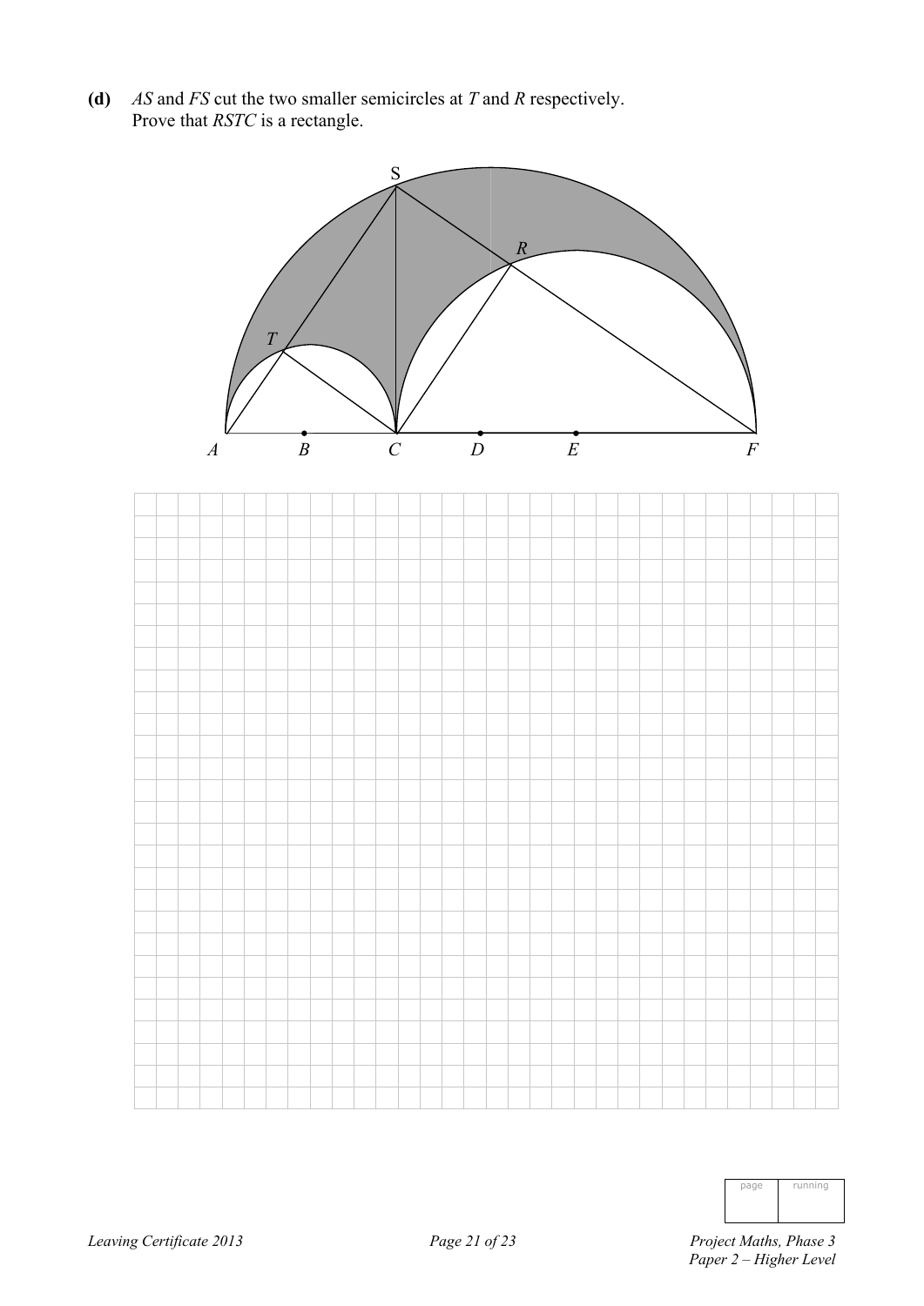**(d)** $AS$ and $FS$ cut the two smaller semicircles at $T$ and $R$ respectively.
Prove that $RSTC$ is a rectangle.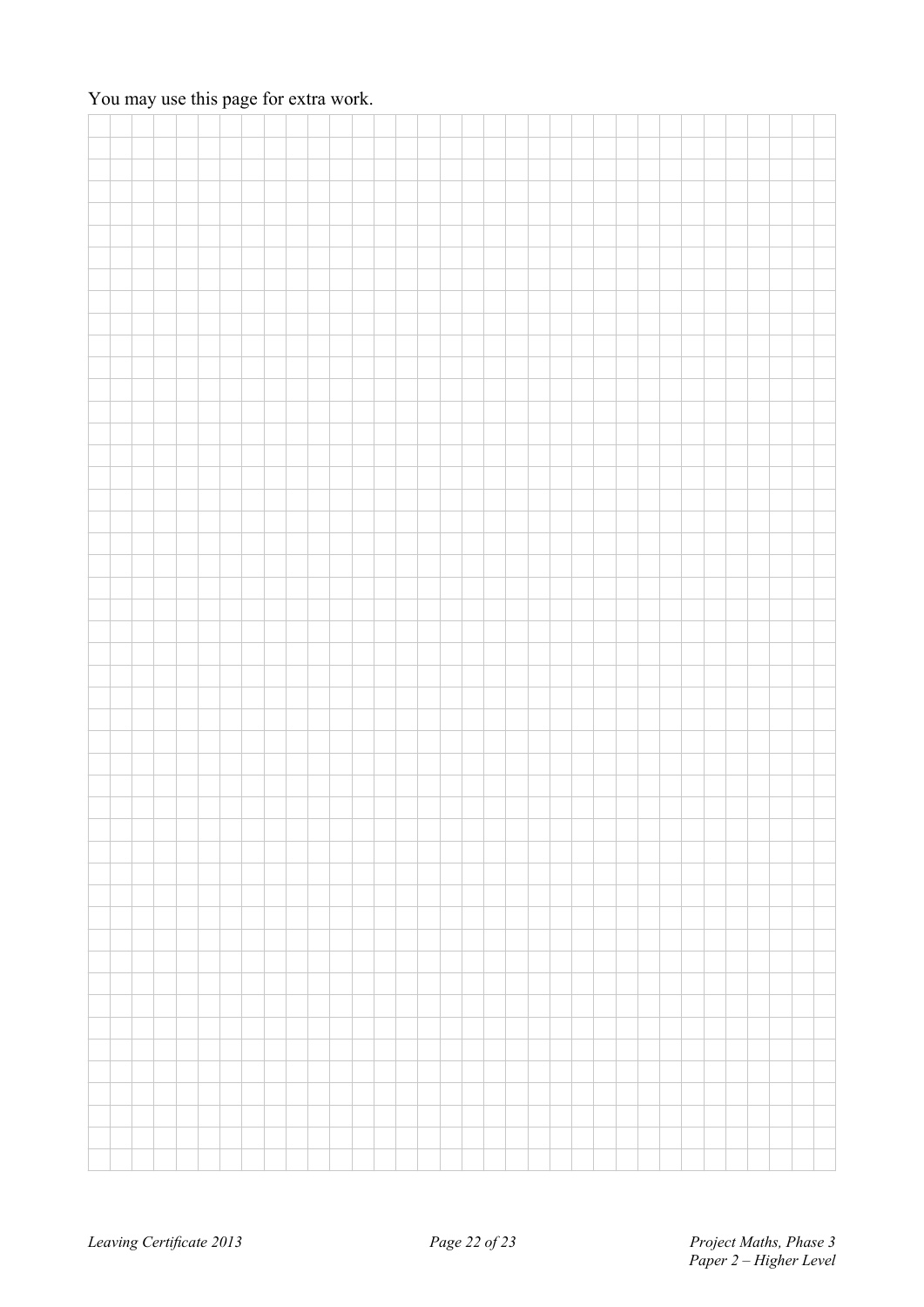You may use this page for extra work.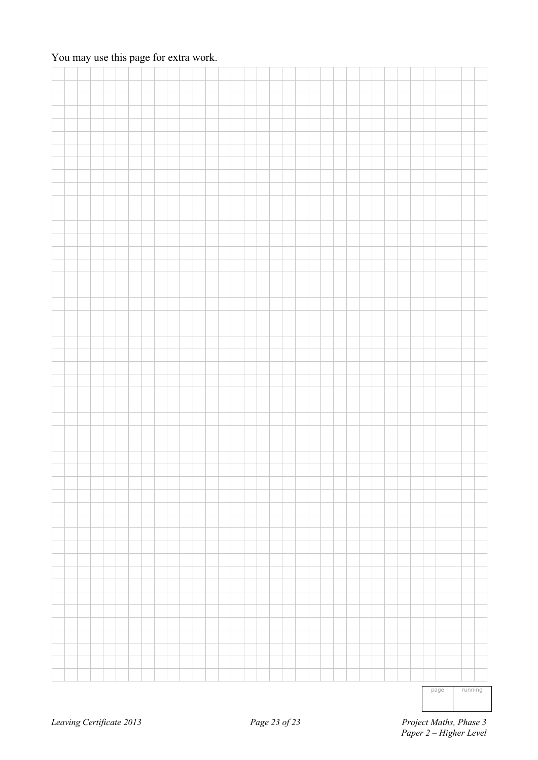You may use this page for extra work.

| page | running |
|---|---|
| | |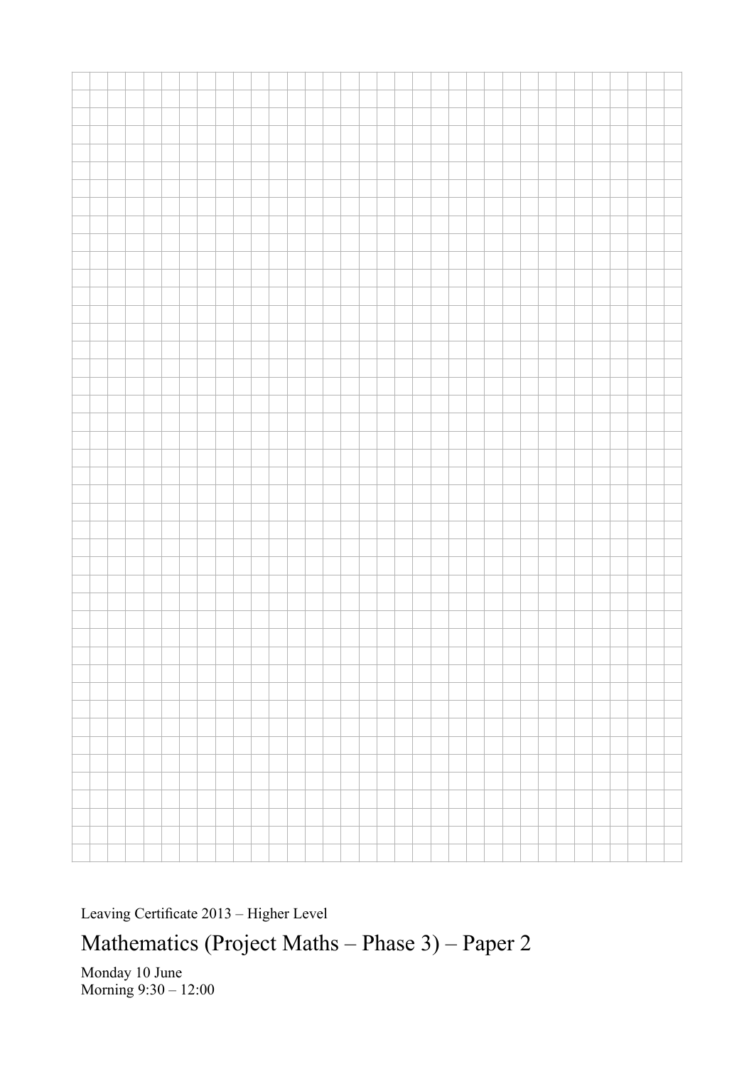Leaving Certificate 2013 – Higher Level

# Mathematics (Project Maths – Phase 3) – Paper 2

Monday 10 June
Morning 9:30 – 12:00